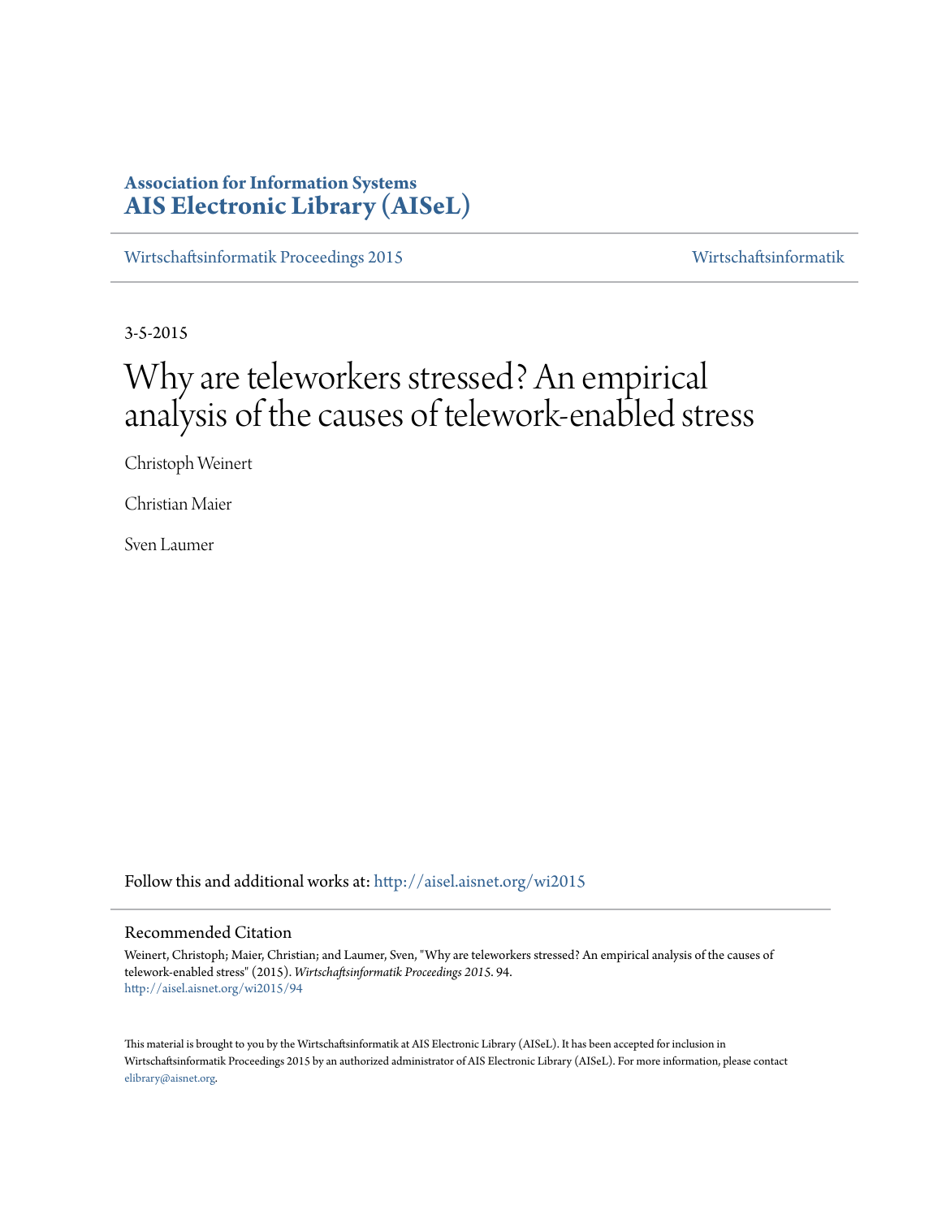**Association for Information Systems**
**AIS Electronic Library (AISeL)**

Wirtschaftsinformatik Proceedings 2015 | Wirtschaftsinformatik

3-5-2015

# Why are teleworkers stressed? An empirical analysis of the causes of telework-enabled stress

Christoph Weinert

Christian Maier

Sven Laumer

Follow this and additional works at: http://aisel.aisnet.org/wi2015

## Recommended Citation

Weinert, Christoph; Maier, Christian; and Laumer, Sven, "Why are teleworkers stressed? An empirical analysis of the causes of telework-enabled stress" (2015). *Wirtschaftsinformatik Proceedings 2015*. 94.
http://aisel.aisnet.org/wi2015/94

This material is brought to you by the Wirtschaftsinformatik at AIS Electronic Library (AISeL). It has been accepted for inclusion in Wirtschaftsinformatik Proceedings 2015 by an authorized administrator of AIS Electronic Library (AISeL). For more information, please contact elibrary@aisnet.org.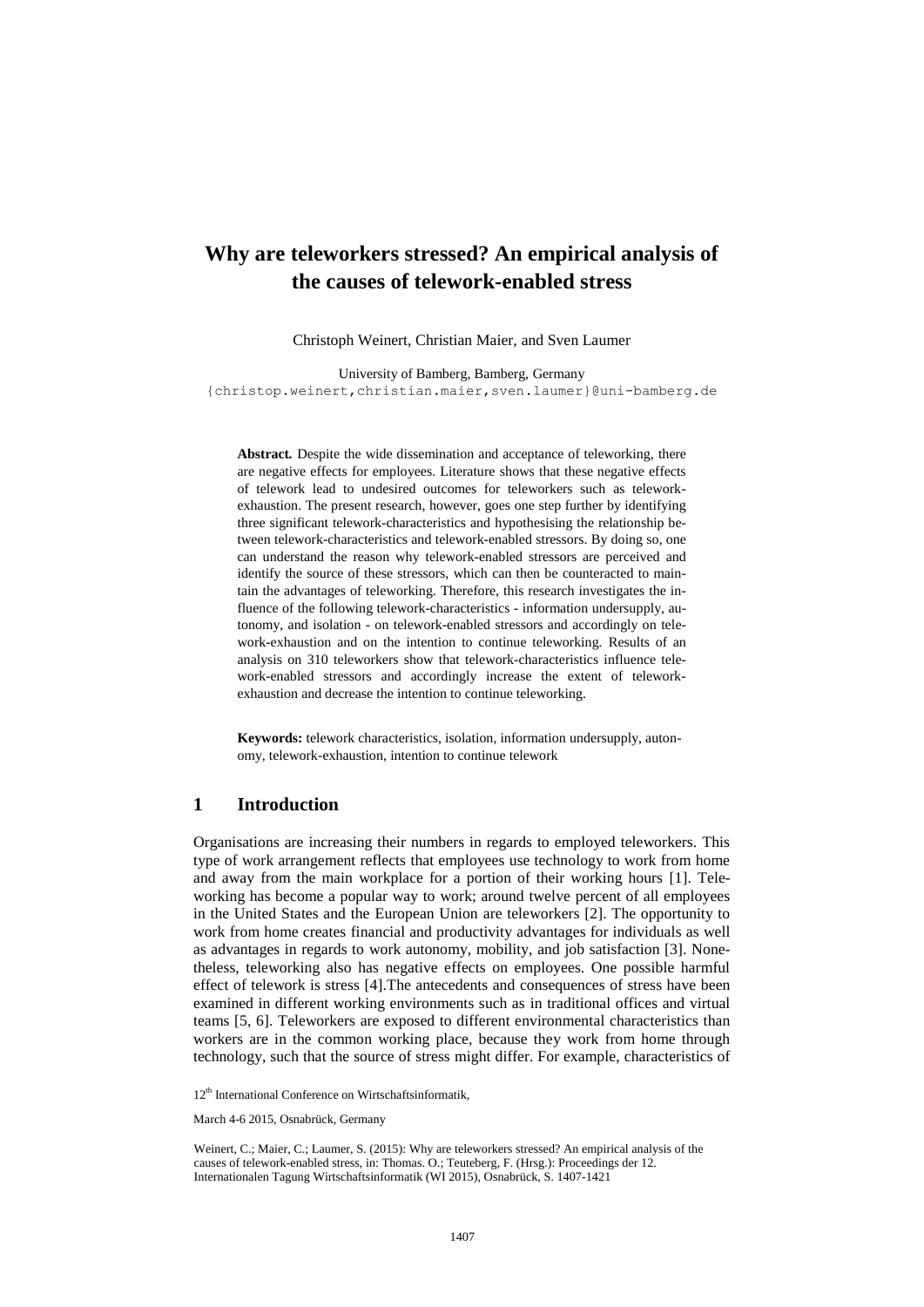# Why are teleworkers stressed? An empirical analysis of the causes of telework-enabled stress

Christoph Weinert, Christian Maier, and Sven Laumer

University of Bamberg, Bamberg, Germany
{christop.weinert,christian.maier,sven.laumer}@uni-bamberg.de

**Abstract.** Despite the wide dissemination and acceptance of teleworking, there are negative effects for employees. Literature shows that these negative effects of telework lead to undesired outcomes for teleworkers such as telework-exhaustion. The present research, however, goes one step further by identifying three significant telework-characteristics and hypothesising the relationship between telework-characteristics and telework-enabled stressors. By doing so, one can understand the reason why telework-enabled stressors are perceived and identify the source of these stressors, which can then be counteracted to maintain the advantages of teleworking. Therefore, this research investigates the influence of the following telework-characteristics - information undersupply, autonomy, and isolation - on telework-enabled stressors and accordingly on telework-exhaustion and on the intention to continue teleworking. Results of an analysis on 310 teleworkers show that telework-characteristics influence telework-enabled stressors and accordingly increase the extent of telework-exhaustion and decrease the intention to continue teleworking.

**Keywords:** telework characteristics, isolation, information undersupply, autonomy, telework-exhaustion, intention to continue telework

## 1 Introduction

Organisations are increasing their numbers in regards to employed teleworkers. This type of work arrangement reflects that employees use technology to work from home and away from the main workplace for a portion of their working hours [1]. Teleworking has become a popular way to work; around twelve percent of all employees in the United States and the European Union are teleworkers [2]. The opportunity to work from home creates financial and productivity advantages for individuals as well as advantages in regards to work autonomy, mobility, and job satisfaction [3]. Nonetheless, teleworking also has negative effects on employees. One possible harmful effect of telework is stress [4].The antecedents and consequences of stress have been examined in different working environments such as in traditional offices and virtual teams [5, 6]. Teleworkers are exposed to different environmental characteristics than workers are in the common working place, because they work from home through technology, such that the source of stress might differ. For example, characteristics of

12th International Conference on Wirtschaftsinformatik,

March 4-6 2015, Osnabrück, Germany

Weinert, C.; Maier, C.; Laumer, S. (2015): Why are teleworkers stressed? An empirical analysis of the causes of telework-enabled stress, in: Thomas. O.; Teuteberg, F. (Hrsg.): Proceedings der 12. Internationalen Tagung Wirtschaftsinformatik (WI 2015), Osnabrück, S. 1407-1421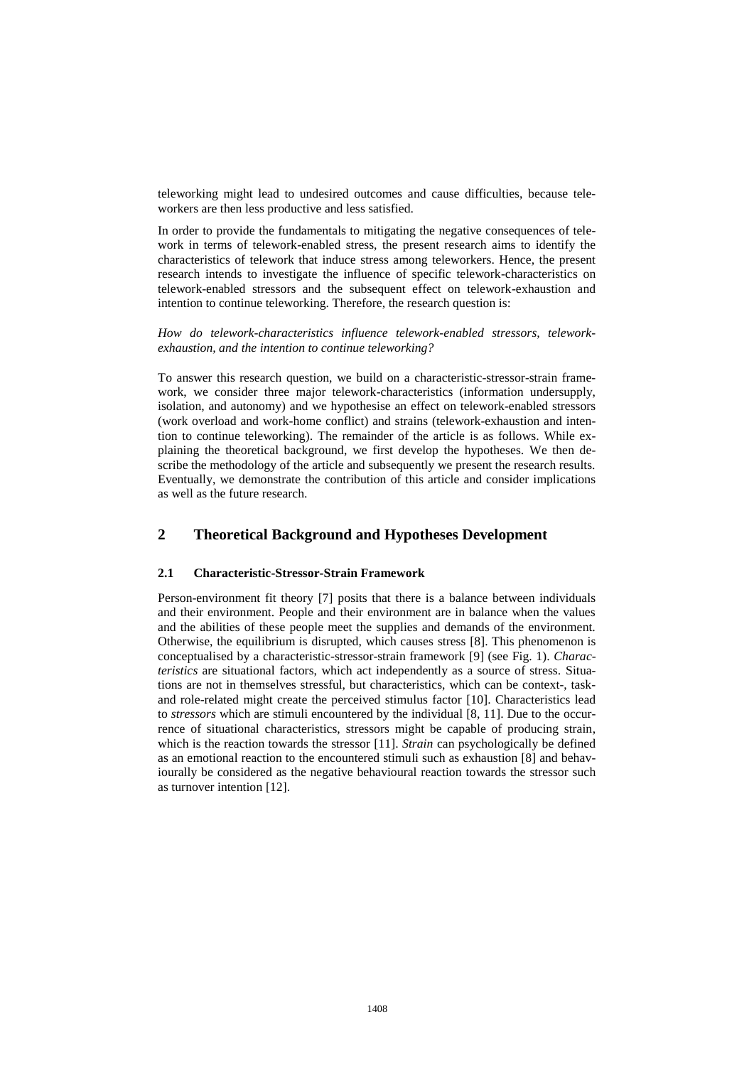teleworking might lead to undesired outcomes and cause difficulties, because teleworkers are then less productive and less satisfied.

In order to provide the fundamentals to mitigating the negative consequences of telework in terms of telework-enabled stress, the present research aims to identify the characteristics of telework that induce stress among teleworkers. Hence, the present research intends to investigate the influence of specific telework-characteristics on telework-enabled stressors and the subsequent effect on telework-exhaustion and intention to continue teleworking. Therefore, the research question is:

*How do telework-characteristics influence telework-enabled stressors, telework-exhaustion, and the intention to continue teleworking?*

To answer this research question, we build on a characteristic-stressor-strain framework, we consider three major telework-characteristics (information undersupply, isolation, and autonomy) and we hypothesise an effect on telework-enabled stressors (work overload and work-home conflict) and strains (telework-exhaustion and intention to continue teleworking). The remainder of the article is as follows. While explaining the theoretical background, we first develop the hypotheses. We then describe the methodology of the article and subsequently we present the research results. Eventually, we demonstrate the contribution of this article and consider implications as well as the future research.

## 2 Theoretical Background and Hypotheses Development

### 2.1 Characteristic-Stressor-Strain Framework

Person-environment fit theory [7] posits that there is a balance between individuals and their environment. People and their environment are in balance when the values and the abilities of these people meet the supplies and demands of the environment. Otherwise, the equilibrium is disrupted, which causes stress [8]. This phenomenon is conceptualised by a characteristic-stressor-strain framework [9] (see Fig. 1). *Characteristics* are situational factors, which act independently as a source of stress. Situations are not in themselves stressful, but characteristics, which can be context-, task- and role-related might create the perceived stimulus factor [10]. Characteristics lead to *stressors* which are stimuli encountered by the individual [8, 11]. Due to the occurrence of situational characteristics, stressors might be capable of producing strain, which is the reaction towards the stressor [11]. *Strain* can psychologically be defined as an emotional reaction to the encountered stimuli such as exhaustion [8] and behaviourally be considered as the negative behavioural reaction towards the stressor such as turnover intention [12].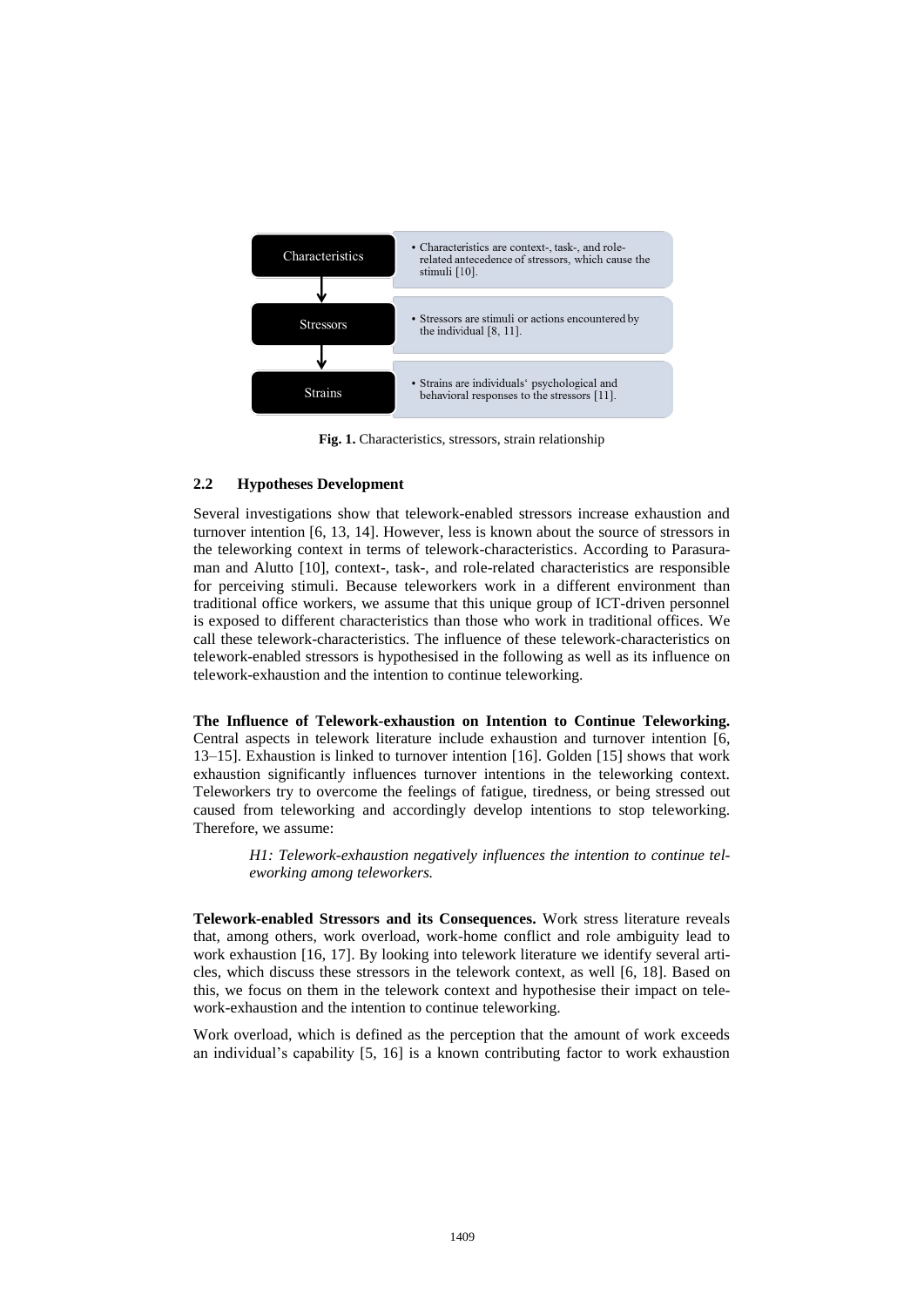| | |
|---|---|
| Characteristics | • Characteristics are context-, task-, and role-related antecedence of stressors, which cause the stimuli [10]. |
| Stressors | • Stressors are stimuli or actions encountered by the individual [8, 11]. |
| Strains | • Strains are individuals' psychological and behavioral responses to the stressors [11]. |

**Fig. 1.** Characteristics, stressors, strain relationship

## 2.2 Hypotheses Development

Several investigations show that telework-enabled stressors increase exhaustion and turnover intention [6, 13, 14]. However, less is known about the source of stressors in the teleworking context in terms of telework-characteristics. According to Parasuraman and Alutto [10], context-, task-, and role-related characteristics are responsible for perceiving stimuli. Because teleworkers work in a different environment than traditional office workers, we assume that this unique group of ICT-driven personnel is exposed to different characteristics than those who work in traditional offices. We call these telework-characteristics. The influence of these telework-characteristics on telework-enabled stressors is hypothesised in the following as well as its influence on telework-exhaustion and the intention to continue teleworking.

**The Influence of Telework-exhaustion on Intention to Continue Teleworking.** Central aspects in telework literature include exhaustion and turnover intention [6, 13–15]. Exhaustion is linked to turnover intention [16]. Golden [15] shows that work exhaustion significantly influences turnover intentions in the teleworking context. Teleworkers try to overcome the feelings of fatigue, tiredness, or being stressed out caused from teleworking and accordingly develop intentions to stop teleworking. Therefore, we assume:

> *H1: Telework-exhaustion negatively influences the intention to continue teleworking among teleworkers.*

**Telework-enabled Stressors and its Consequences.** Work stress literature reveals that, among others, work overload, work-home conflict and role ambiguity lead to work exhaustion [16, 17]. By looking into telework literature we identify several articles, which discuss these stressors in the telework context, as well [6, 18]. Based on this, we focus on them in the telework context and hypothesise their impact on telework-exhaustion and the intention to continue teleworking.

Work overload, which is defined as the perception that the amount of work exceeds an individual's capability [5, 16] is a known contributing factor to work exhaustion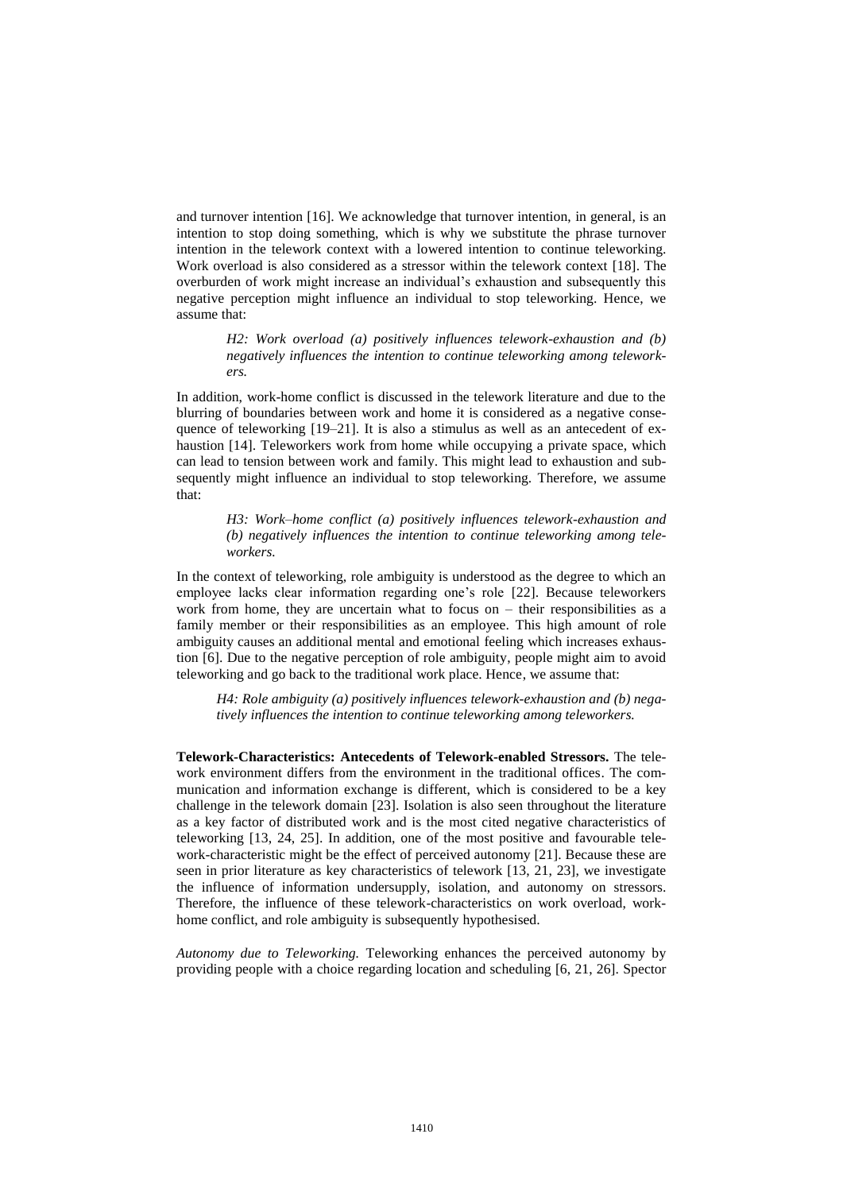and turnover intention [16]. We acknowledge that turnover intention, in general, is an intention to stop doing something, which is why we substitute the phrase turnover intention in the telework context with a lowered intention to continue teleworking. Work overload is also considered as a stressor within the telework context [18]. The overburden of work might increase an individual's exhaustion and subsequently this negative perception might influence an individual to stop teleworking. Hence, we assume that:

> *H2: Work overload (a) positively influences telework-exhaustion and (b) negatively influences the intention to continue teleworking among teleworkers.*

In addition, work-home conflict is discussed in the telework literature and due to the blurring of boundaries between work and home it is considered as a negative consequence of teleworking [19–21]. It is also a stimulus as well as an antecedent of exhaustion [14]. Teleworkers work from home while occupying a private space, which can lead to tension between work and family. This might lead to exhaustion and subsequently might influence an individual to stop teleworking. Therefore, we assume that:

> *H3: Work–home conflict (a) positively influences telework-exhaustion and (b) negatively influences the intention to continue teleworking among teleworkers.*

In the context of teleworking, role ambiguity is understood as the degree to which an employee lacks clear information regarding one's role [22]. Because teleworkers work from home, they are uncertain what to focus on – their responsibilities as a family member or their responsibilities as an employee. This high amount of role ambiguity causes an additional mental and emotional feeling which increases exhaustion [6]. Due to the negative perception of role ambiguity, people might aim to avoid teleworking and go back to the traditional work place. Hence, we assume that:

> *H4: Role ambiguity (a) positively influences telework-exhaustion and (b) negatively influences the intention to continue teleworking among teleworkers.*

**Telework-Characteristics: Antecedents of Telework-enabled Stressors.** The telework environment differs from the environment in the traditional offices. The communication and information exchange is different, which is considered to be a key challenge in the telework domain [23]. Isolation is also seen throughout the literature as a key factor of distributed work and is the most cited negative characteristics of teleworking [13, 24, 25]. In addition, one of the most positive and favourable telework-characteristic might be the effect of perceived autonomy [21]. Because these are seen in prior literature as key characteristics of telework [13, 21, 23], we investigate the influence of information undersupply, isolation, and autonomy on stressors. Therefore, the influence of these telework-characteristics on work overload, work-home conflict, and role ambiguity is subsequently hypothesised.

*Autonomy due to Teleworking.* Teleworking enhances the perceived autonomy by providing people with a choice regarding location and scheduling [6, 21, 26]. Spector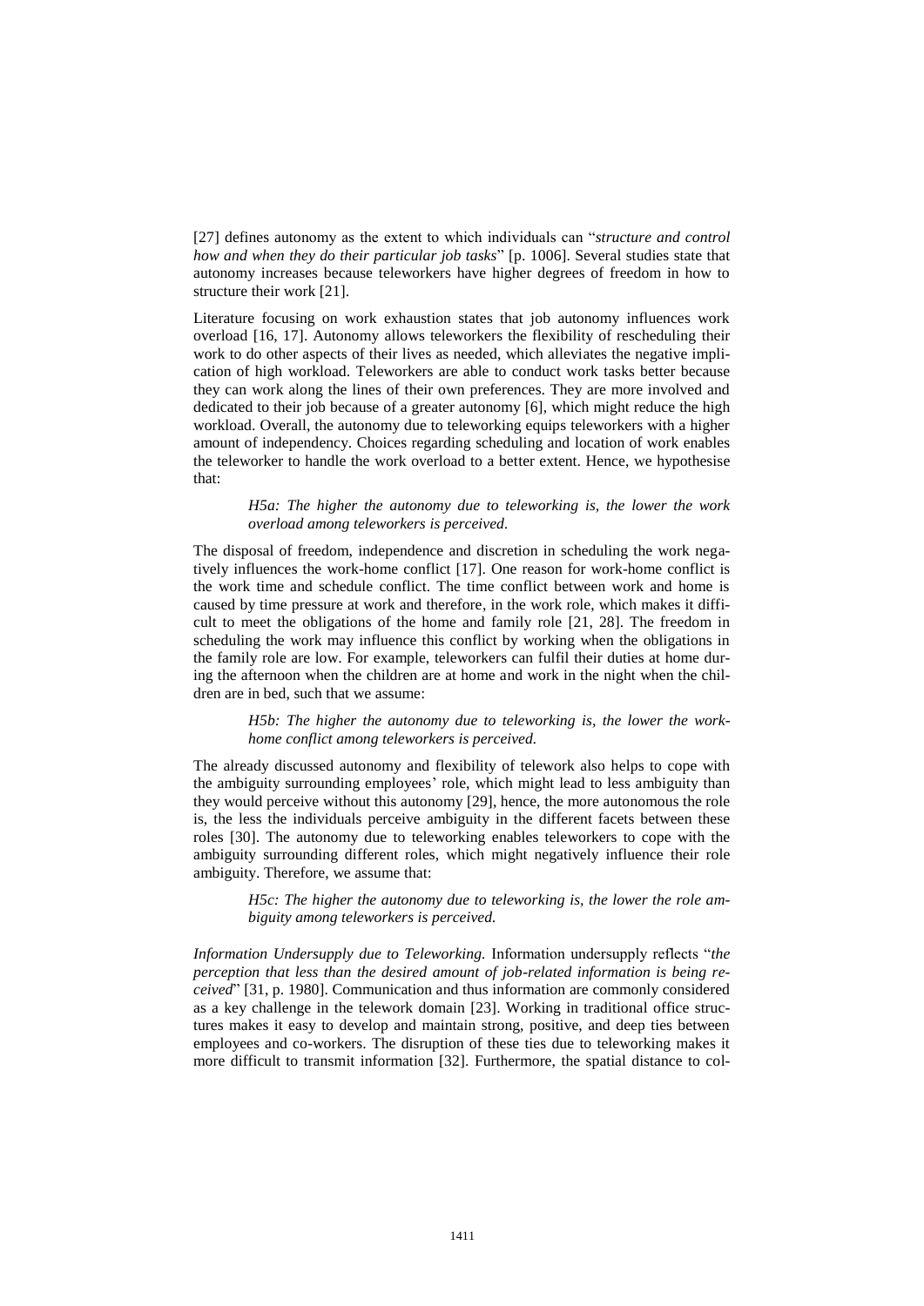[27] defines autonomy as the extent to which individuals can "*structure and control how and when they do their particular job tasks*" [p. 1006]. Several studies state that autonomy increases because teleworkers have higher degrees of freedom in how to structure their work [21].

Literature focusing on work exhaustion states that job autonomy influences work overload [16, 17]. Autonomy allows teleworkers the flexibility of rescheduling their work to do other aspects of their lives as needed, which alleviates the negative implication of high workload. Teleworkers are able to conduct work tasks better because they can work along the lines of their own preferences. They are more involved and dedicated to their job because of a greater autonomy [6], which might reduce the high workload. Overall, the autonomy due to teleworking equips teleworkers with a higher amount of independency. Choices regarding scheduling and location of work enables the teleworker to handle the work overload to a better extent. Hence, we hypothesise that:

> *H5a: The higher the autonomy due to teleworking is, the lower the work overload among teleworkers is perceived.*

The disposal of freedom, independence and discretion in scheduling the work negatively influences the work-home conflict [17]. One reason for work-home conflict is the work time and schedule conflict. The time conflict between work and home is caused by time pressure at work and therefore, in the work role, which makes it difficult to meet the obligations of the home and family role [21, 28]. The freedom in scheduling the work may influence this conflict by working when the obligations in the family role are low. For example, teleworkers can fulfil their duties at home during the afternoon when the children are at home and work in the night when the children are in bed, such that we assume:

> *H5b: The higher the autonomy due to teleworking is, the lower the work-home conflict among teleworkers is perceived.*

The already discussed autonomy and flexibility of telework also helps to cope with the ambiguity surrounding employees' role, which might lead to less ambiguity than they would perceive without this autonomy [29], hence, the more autonomous the role is, the less the individuals perceive ambiguity in the different facets between these roles [30]. The autonomy due to teleworking enables teleworkers to cope with the ambiguity surrounding different roles, which might negatively influence their role ambiguity. Therefore, we assume that:

> *H5c: The higher the autonomy due to teleworking is, the lower the role ambiguity among teleworkers is perceived.*

*Information Undersupply due to Teleworking.* Information undersupply reflects "*the perception that less than the desired amount of job-related information is being received*" [31, p. 1980]. Communication and thus information are commonly considered as a key challenge in the telework domain [23]. Working in traditional office structures makes it easy to develop and maintain strong, positive, and deep ties between employees and co-workers. The disruption of these ties due to teleworking makes it more difficult to transmit information [32]. Furthermore, the spatial distance to col-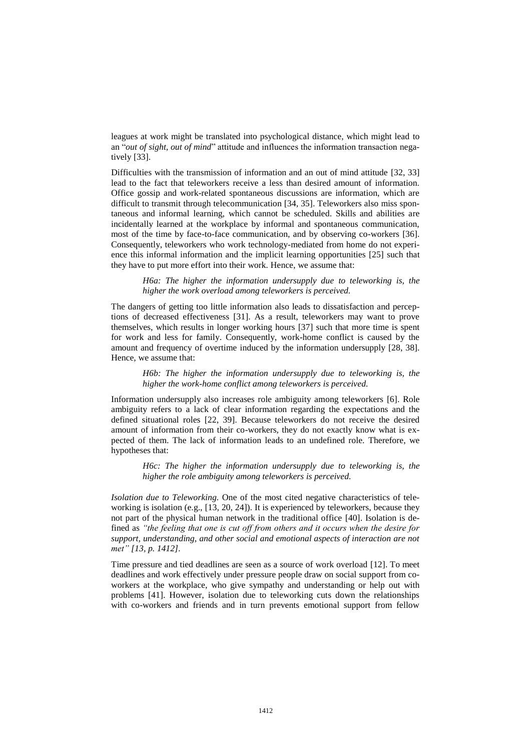leagues at work might be translated into psychological distance, which might lead to an "*out of sight, out of mind*" attitude and influences the information transaction negatively [33].

Difficulties with the transmission of information and an out of mind attitude [32, 33] lead to the fact that teleworkers receive a less than desired amount of information. Office gossip and work-related spontaneous discussions are information, which are difficult to transmit through telecommunication [34, 35]. Teleworkers also miss spontaneous and informal learning, which cannot be scheduled. Skills and abilities are incidentally learned at the workplace by informal and spontaneous communication, most of the time by face-to-face communication, and by observing co-workers [36]. Consequently, teleworkers who work technology-mediated from home do not experience this informal information and the implicit learning opportunities [25] such that they have to put more effort into their work. Hence, we assume that:

> *H6a: The higher the information undersupply due to teleworking is, the higher the work overload among teleworkers is perceived.*

The dangers of getting too little information also leads to dissatisfaction and perceptions of decreased effectiveness [31]. As a result, teleworkers may want to prove themselves, which results in longer working hours [37] such that more time is spent for work and less for family. Consequently, work-home conflict is caused by the amount and frequency of overtime induced by the information undersupply [28, 38]. Hence, we assume that:

> *H6b: The higher the information undersupply due to teleworking is, the higher the work-home conflict among teleworkers is perceived.*

Information undersupply also increases role ambiguity among teleworkers [6]. Role ambiguity refers to a lack of clear information regarding the expectations and the defined situational roles [22, 39]. Because teleworkers do not receive the desired amount of information from their co-workers, they do not exactly know what is expected of them. The lack of information leads to an undefined role. Therefore, we hypotheses that:

> *H6c: The higher the information undersupply due to teleworking is, the higher the role ambiguity among teleworkers is perceived.*

*Isolation due to Teleworking.* One of the most cited negative characteristics of teleworking is isolation (e.g., [13, 20, 24]). It is experienced by teleworkers, because they not part of the physical human network in the traditional office [40]. Isolation is defined as *"the feeling that one is cut off from others and it occurs when the desire for support, understanding, and other social and emotional aspects of interaction are not met" [13, p. 1412]*.

Time pressure and tied deadlines are seen as a source of work overload [12]. To meet deadlines and work effectively under pressure people draw on social support from co-workers at the workplace, who give sympathy and understanding or help out with problems [41]. However, isolation due to teleworking cuts down the relationships with co-workers and friends and in turn prevents emotional support from fellow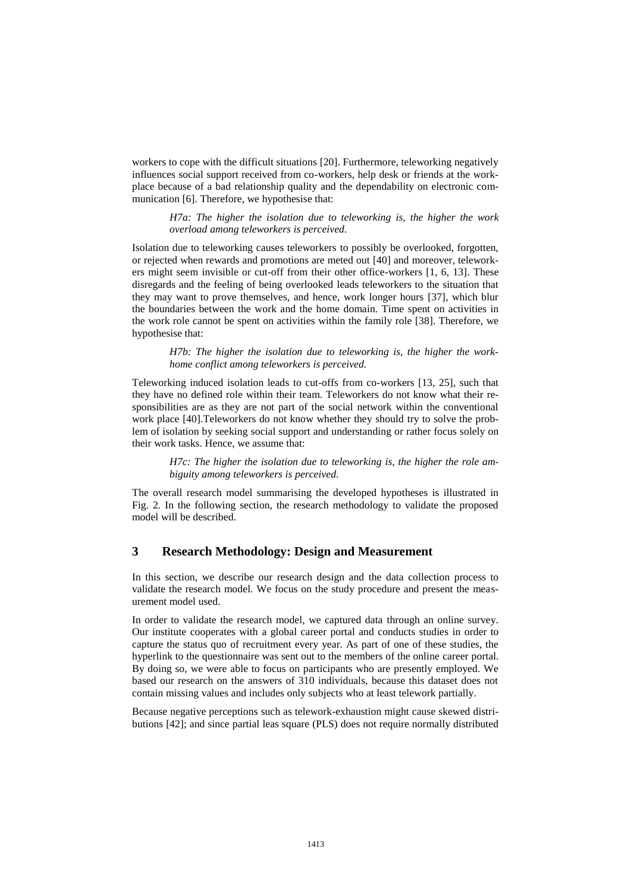workers to cope with the difficult situations [20]. Furthermore, teleworking negatively influences social support received from co-workers, help desk or friends at the workplace because of a bad relationship quality and the dependability on electronic communication [6]. Therefore, we hypothesise that:

> *H7a: The higher the isolation due to teleworking is, the higher the work overload among teleworkers is perceived.*

Isolation due to teleworking causes teleworkers to possibly be overlooked, forgotten, or rejected when rewards and promotions are meted out [40] and moreover, teleworkers might seem invisible or cut-off from their other office-workers [1, 6, 13]. These disregards and the feeling of being overlooked leads teleworkers to the situation that they may want to prove themselves, and hence, work longer hours [37], which blur the boundaries between the work and the home domain. Time spent on activities in the work role cannot be spent on activities within the family role [38]. Therefore, we hypothesise that:

> *H7b: The higher the isolation due to teleworking is, the higher the work-home conflict among teleworkers is perceived.*

Teleworking induced isolation leads to cut-offs from co-workers [13, 25], such that they have no defined role within their team. Teleworkers do not know what their responsibilities are as they are not part of the social network within the conventional work place [40].Teleworkers do not know whether they should try to solve the problem of isolation by seeking social support and understanding or rather focus solely on their work tasks. Hence, we assume that:

> *H7c: The higher the isolation due to teleworking is, the higher the role ambiguity among teleworkers is perceived.*

The overall research model summarising the developed hypotheses is illustrated in Fig. 2. In the following section, the research methodology to validate the proposed model will be described.

## 3 Research Methodology: Design and Measurement

In this section, we describe our research design and the data collection process to validate the research model. We focus on the study procedure and present the measurement model used.

In order to validate the research model, we captured data through an online survey. Our institute cooperates with a global career portal and conducts studies in order to capture the status quo of recruitment every year. As part of one of these studies, the hyperlink to the questionnaire was sent out to the members of the online career portal. By doing so, we were able to focus on participants who are presently employed. We based our research on the answers of 310 individuals, because this dataset does not contain missing values and includes only subjects who at least telework partially.

Because negative perceptions such as telework-exhaustion might cause skewed distributions [42]; and since partial leas square (PLS) does not require normally distributed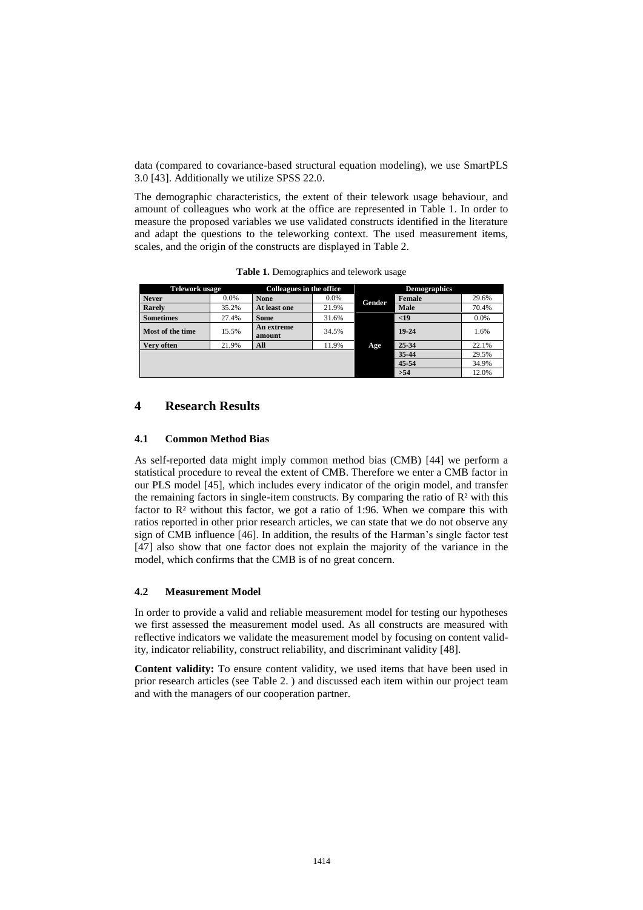data (compared to covariance-based structural equation modeling), we use SmartPLS 3.0 [43]. Additionally we utilize SPSS 22.0.

The demographic characteristics, the extent of their telework usage behaviour, and amount of colleagues who work at the office are represented in Table 1. In order to measure the proposed variables we use validated constructs identified in the literature and adapt the questions to the teleworking context. The used measurement items, scales, and the origin of the constructs are displayed in Table 2.

**Table 1.** Demographics and telework usage

| Telework usage | | Colleagues in the office | | Demographics | | |
|---|---|---|---|---|---|---|
| **Never** | 0.0% | **None** | 0.0% | **Gender** | **Female** | 29.6% |
| **Rarely** | 35.2% | **At least one** | 21.9% | | **Male** | 70.4% |
| **Sometimes** | 27.4% | **Some** | 31.6% | **Age** | **<19** | 0.0% |
| **Most of the time** | 15.5% | **An extreme amount** | 34.5% | | **19-24** | 1.6% |
| **Very often** | 21.9% | **All** | 11.9% | | **25-34** | 22.1% |
| | | | | | **35-44** | 29.5% |
| | | | | | **45-54** | 34.9% |
| | | | | | **>54** | 12.0% |

## 4 Research Results

### 4.1 Common Method Bias

As self-reported data might imply common method bias (CMB) [44] we perform a statistical procedure to reveal the extent of CMB. Therefore we enter a CMB factor in our PLS model [45], which includes every indicator of the origin model, and transfer the remaining factors in single-item constructs. By comparing the ratio of $R^2$ with this factor to $R^2$ without this factor, we got a ratio of 1:96. When we compare this with ratios reported in other prior research articles, we can state that we do not observe any sign of CMB influence [46]. In addition, the results of the Harman's single factor test [47] also show that one factor does not explain the majority of the variance in the model, which confirms that the CMB is of no great concern.

### 4.2 Measurement Model

In order to provide a valid and reliable measurement model for testing our hypotheses we first assessed the measurement model used. As all constructs are measured with reflective indicators we validate the measurement model by focusing on content validity, indicator reliability, construct reliability, and discriminant validity [48].

**Content validity:** To ensure content validity, we used items that have been used in prior research articles (see Table 2. ) and discussed each item within our project team and with the managers of our cooperation partner.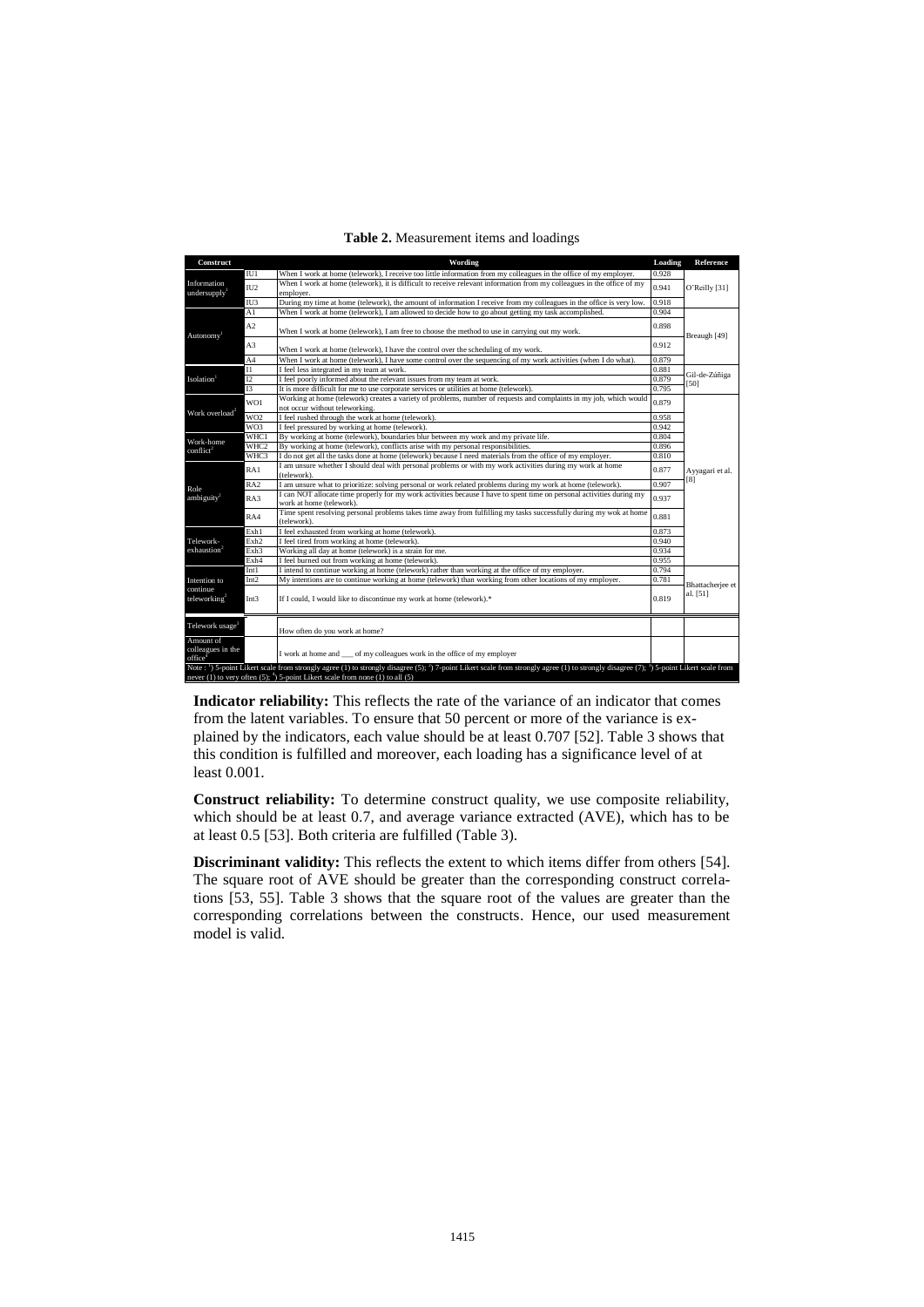**Table 2.** Measurement items and loadings

| Construct | | Wording | Loading | Reference |
|---|---|---|---|---|
| Information undersupply[1] | IU1 | When I work at home (telework), I receive too little information from my colleagues in the office of my employer. | 0.928 | O'Reilly [31] |
| | IU2 | When I work at home (telework), it is difficult to receive relevant information from my colleagues in the office of my employer. | 0.941 | |
| | IU3 | During my time at home (telework), the amount of information I receive from my colleagues in the office is very low. | 0.918 | |
| Autonomy[1] | A1 | When I work at home (telework), I am allowed to decide how to go about getting my task accomplished. | 0.904 | Breaugh [49] |
| | A2 | When I work at home (telework), I am free to choose the method to use in carrying out my work. | 0.898 | |
| | A3 | When I work at home (telework), I have the control over the scheduling of my work. | 0.912 | |
| | A4 | When I work at home (telework), I have some control over the sequencing of my work activities (when I do what). | 0.879 | |
| Isolation[1] | I1 | I feel less integrated in my team at work. | 0.881 | Gil-de-Zúñiga [50] |
| | I2 | I feel poorly informed about the relevant issues from my team at work. | 0.879 | |
| | I3 | It is more difficult for me to use corporate services or utilities at home (telework). | 0.795 | |
| Work overload[2] | WO1 | Working at home (telework) creates a variety of problems, number of requests and complaints in my job, which would not occur without teleworking. | 0.879 | Ayyagari et al. [8] |
| | WO2 | I feel rushed through the work at home (telework). | 0.958 | |
| | WO3 | I feel pressured by working at home (telework). | 0.942 | |
| Work-home conflict[2] | WHC1 | By working at home (telework), boundaries blur between my work and my private life. | 0.804 | |
| | WHC2 | By working at home (telework), conflicts arise with my personal responsibilities. | 0.896 | |
| | WHC3 | I do not get all the tasks done at home (telework) because I need materials from the office of my employer. | 0.810 | |
| Role ambiguity[2] | RA1 | I am unsure whether I should deal with personal problems or with my work activities during my work at home (telework). | 0.877 | |
| | RA2 | I am unsure what to prioritize: solving personal or work related problems during my work at home (telework). | 0.907 | |
| | RA3 | I can NOT allocate time properly for my work activities because I have to spent time on personal activities during my work at home (telework). | 0.937 | |
| | RA4 | Time spent resolving personal problems takes time away from fulfilling my tasks successfully during my wok at home (telework). | 0.881 | |
| Telework-exhaustion[2] | Exh1 | I feel exhausted from working at home (telework). | 0.873 | |
| | Exh2 | I feel tired from working at home (telework). | 0.940 | |
| | Exh3 | Working all day at home (telework) is a strain for me. | 0.934 | |
| | Exh4 | I feel burned out from working at home (telework). | 0.955 | |
| Intention to continue teleworking[2] | Int1 | I intend to continue working at home (telework) rather than working at the office of my employer. | 0.794 | Bhattacherjee et al. [51] |
| | Int2 | My intentions are to continue working at home (telework) than working from other locations of my employer. | 0.781 | |
| | Int3 | If I could, I would like to discontinue my work at home (telework).* | 0.819 | |
| Telework usage[3] | | How often do you work at home? | | |
| Amount of colleagues in the office[4] | | I work at home and ___ of my colleagues work in the office of my employer | | |

Note : [1]) 5-point Likert scale from strongly agree (1) to strongly disagree (5); [2]) 7-point Likert scale from strongly agree (1) to strongly disagree (7); [3]) 5-point Likert scale from never (1) to very often (5); [4]) 5-point Likert scale from none (1) to all (5)

**Indicator reliability:** This reflects the rate of the variance of an indicator that comes from the latent variables. To ensure that 50 percent or more of the variance is explained by the indicators, each value should be at least 0.707 [52]. Table 3 shows that this condition is fulfilled and moreover, each loading has a significance level of at least 0.001.

**Construct reliability:** To determine construct quality, we use composite reliability, which should be at least 0.7, and average variance extracted (AVE), which has to be at least 0.5 [53]. Both criteria are fulfilled (Table 3).

**Discriminant validity:** This reflects the extent to which items differ from others [54]. The square root of AVE should be greater than the corresponding construct correlations [53, 55]. Table 3 shows that the square root of the values are greater than the corresponding correlations between the constructs. Hence, our used measurement model is valid.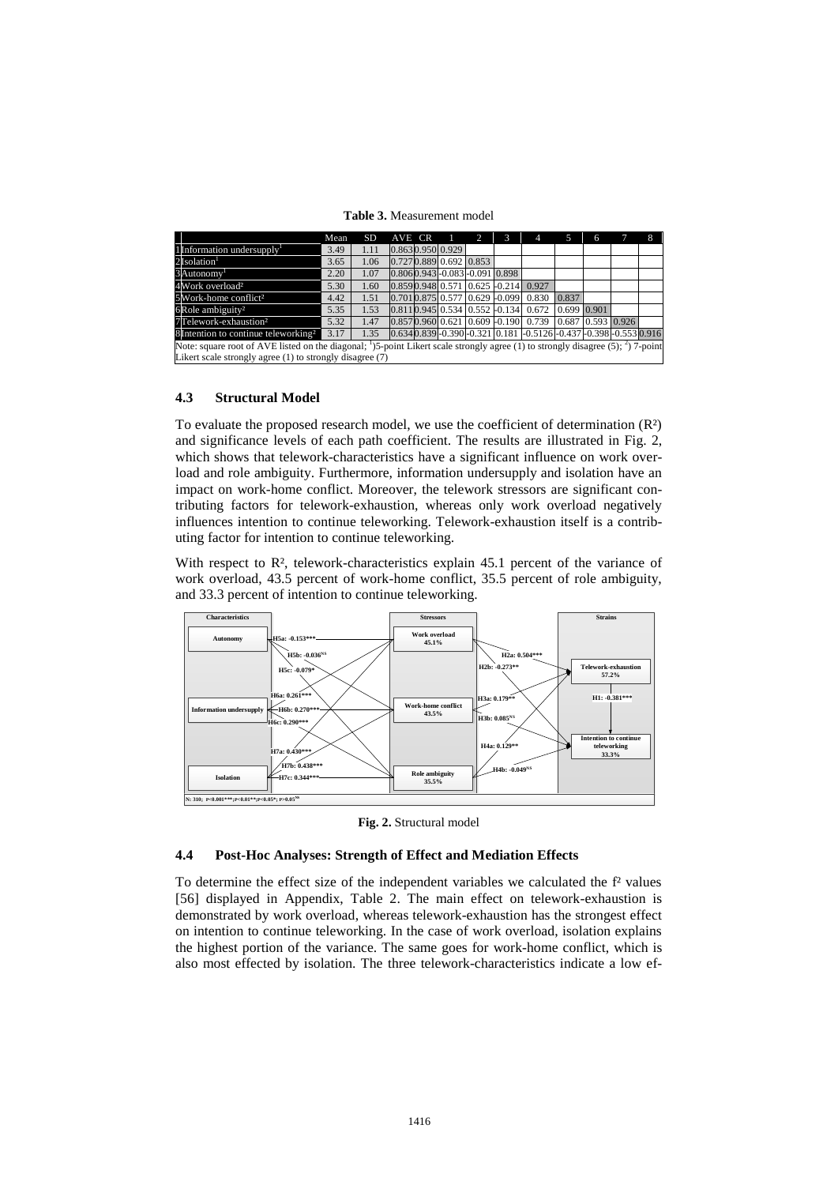**Table 3.** Measurement model

| | | Mean | SD | AVE | CR | 1 | 2 | 3 | 4 | 5 | 6 | 7 | 8 |
|---|---|---|---|---|---|---|---|---|---|---|---|---|---|
| 1 | Information undersupply[1] | 3.49 | 1.11 | 0.863 | 0.950 | 0.929 | | | | | | | |
| 2 | Isolation[1] | 3.65 | 1.06 | 0.727 | 0.889 | 0.692 | 0.853 | | | | | | |
| 3 | Autonomy[1] | 2.20 | 1.07 | 0.806 | 0.943 | -0.083 | -0.091 | 0.898 | | | | | |
| 4 | Work overload² | 5.30 | 1.60 | 0.859 | 0.948 | 0.571 | 0.625 | -0.214 | 0.927 | | | | |
| 5 | Work-home conflict² | 4.42 | 1.51 | 0.701 | 0.875 | 0.577 | 0.629 | -0.099 | 0.830 | 0.837 | | | |
| 6 | Role ambiguity² | 5.35 | 1.53 | 0.811 | 0.945 | 0.534 | 0.552 | -0.134 | 0.672 | 0.699 | 0.901 | | |
| 7 | Telework-exhaustion² | 5.32 | 1.47 | 0.857 | 0.960 | 0.621 | 0.609 | -0.190 | 0.739 | 0.687 | 0.593 | 0.926 | |
| 8 | Intention to continue teleworking² | 3.17 | 1.35 | 0.634 | 0.839 | -0.390 | -0.321 | 0.181 | -0.5126 | -0.437 | -0.398 | -0.553 | 0.916 |

Note: square root of AVE listed on the diagonal; [1])5-point Likert scale strongly agree (1) to strongly disagree (5); [2]) 7-point Likert scale strongly agree (1) to strongly disagree (7)

### 4.3 Structural Model

To evaluate the proposed research model, we use the coefficient of determination ($R^2$) and significance levels of each path coefficient. The results are illustrated in Fig. 2, which shows that telework-characteristics have a significant influence on work overload and role ambiguity. Furthermore, information undersupply and isolation have an impact on work-home conflict. Moreover, the telework stressors are significant contributing factors for telework-exhaustion, whereas only work overload negatively influences intention to continue teleworking. Telework-exhaustion itself is a contributing factor for intention to continue teleworking.

With respect to $R^2$, telework-characteristics explain 45.1 percent of the variance of work overload, 43.5 percent of work-home conflict, 35.5 percent of role ambiguity, and 33.3 percent of intention to continue teleworking.

Characteristics | Stressors | Strains

Autonomy; Information undersupply; Isolation; Work overload 45.1%; Work-home conflict 43.5%; Role ambiguity 35.5%; Telework-exhaustion 57.2%; Intention to continue teleworking 33.3%

H5a: -0.153***; H5b: -0.036[NS]; H5c: -0.079*; H6a: 0.261***; H6b: 0.270***; H6c: 0.290***; H7a: 0.430***; H7b: 0.438***; H7c: 0.344***; H2a: 0.504***; H2b: -0.273**; H3a: 0.179**; H3b: 0.085[NS]; H4a: 0.129**; H4b: -0.049[NS]; H1: -0.381***

N: 310; p<0.001***; p<0.01**; p<0.05*; p>0.05[NS]

**Fig. 2.** Structural model

### 4.4 Post-Hoc Analyses: Strength of Effect and Mediation Effects

To determine the effect size of the independent variables we calculated the $f^2$ values [56] displayed in Appendix, Table 2. The main effect on telework-exhaustion is demonstrated by work overload, whereas telework-exhaustion has the strongest effect on intention to continue teleworking. In the case of work overload, isolation explains the highest portion of the variance. The same goes for work-home conflict, which is also most effected by isolation. The three telework-characteristics indicate a low ef-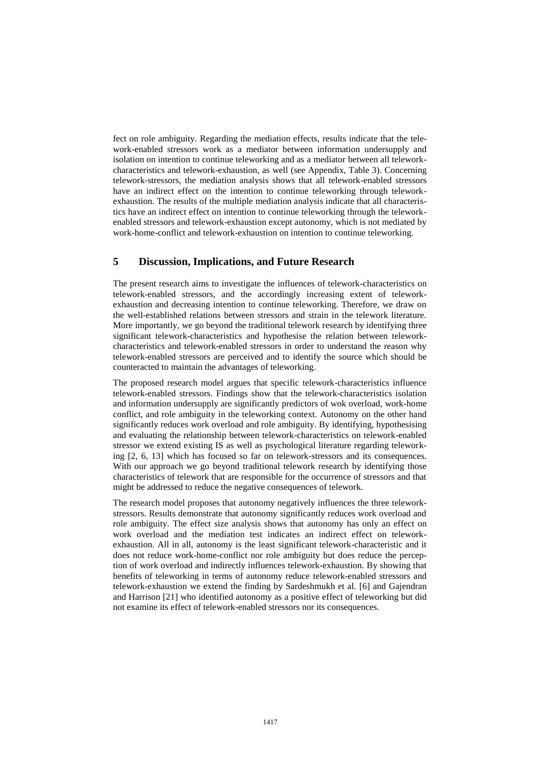fect on role ambiguity. Regarding the mediation effects, results indicate that the telework-enabled stressors work as a mediator between information undersupply and isolation on intention to continue teleworking and as a mediator between all telework-characteristics and telework-exhaustion, as well (see Appendix, Table 3). Concerning telework-stressors, the mediation analysis shows that all telework-enabled stressors have an indirect effect on the intention to continue teleworking through telework-exhaustion. The results of the multiple mediation analysis indicate that all characteristics have an indirect effect on intention to continue teleworking through the telework-enabled stressors and telework-exhaustion except autonomy, which is not mediated by work-home-conflict and telework-exhaustion on intention to continue teleworking.

## 5 Discussion, Implications, and Future Research

The present research aims to investigate the influences of telework-characteristics on telework-enabled stressors, and the accordingly increasing extent of telework-exhaustion and decreasing intention to continue teleworking. Therefore, we draw on the well-established relations between stressors and strain in the telework literature. More importantly, we go beyond the traditional telework research by identifying three significant telework-characteristics and hypothesise the relation between telework-characteristics and telework-enabled stressors in order to understand the reason why telework-enabled stressors are perceived and to identify the source which should be counteracted to maintain the advantages of teleworking.

The proposed research model argues that specific telework-characteristics influence telework-enabled stressors. Findings show that the telework-characteristics isolation and information undersupply are significantly predictors of wok overload, work-home conflict, and role ambiguity in the teleworking context. Autonomy on the other hand significantly reduces work overload and role ambiguity. By identifying, hypothesising and evaluating the relationship between telework-characteristics on telework-enabled stressor we extend existing IS as well as psychological literature regarding teleworking [2, 6, 13] which has focused so far on telework-stressors and its consequences. With our approach we go beyond traditional telework research by identifying those characteristics of telework that are responsible for the occurrence of stressors and that might be addressed to reduce the negative consequences of telework.

The research model proposes that autonomy negatively influences the three telework-stressors. Results demonstrate that autonomy significantly reduces work overload and role ambiguity. The effect size analysis shows that autonomy has only an effect on work overload and the mediation test indicates an indirect effect on telework-exhaustion. All in all, autonomy is the least significant telework-characteristic and it does not reduce work-home-conflict nor role ambiguity but does reduce the perception of work overload and indirectly influences telework-exhaustion. By showing that benefits of teleworking in terms of autonomy reduce telework-enabled stressors and telework-exhaustion we extend the finding by Sardeshmukh et al. [6] and Gajendran and Harrison [21] who identified autonomy as a positive effect of teleworking but did not examine its effect of telework-enabled stressors nor its consequences.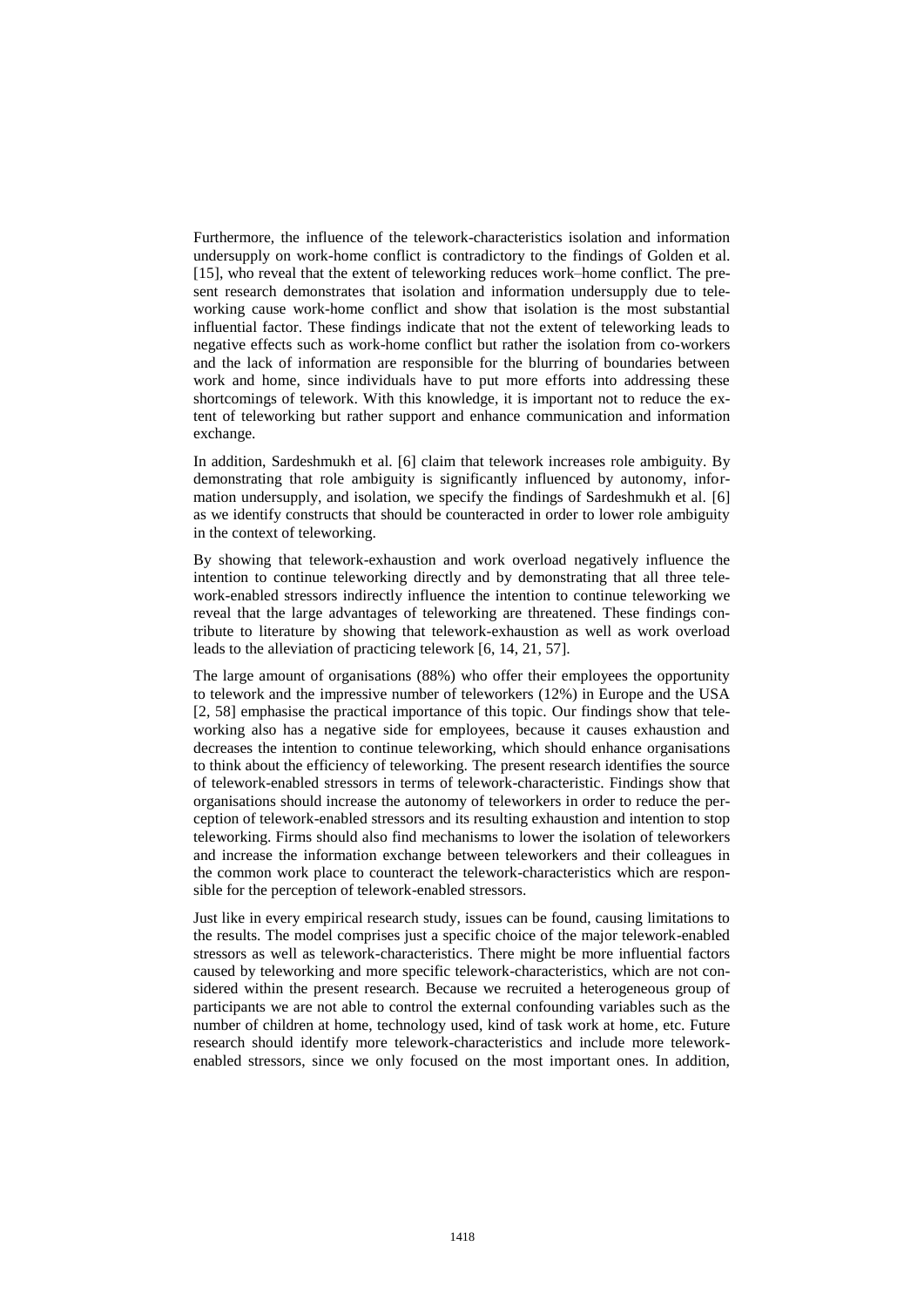Furthermore, the influence of the telework-characteristics isolation and information undersupply on work-home conflict is contradictory to the findings of Golden et al. [15], who reveal that the extent of teleworking reduces work–home conflict. The present research demonstrates that isolation and information undersupply due to teleworking cause work-home conflict and show that isolation is the most substantial influential factor. These findings indicate that not the extent of teleworking leads to negative effects such as work-home conflict but rather the isolation from co-workers and the lack of information are responsible for the blurring of boundaries between work and home, since individuals have to put more efforts into addressing these shortcomings of telework. With this knowledge, it is important not to reduce the extent of teleworking but rather support and enhance communication and information exchange.

In addition, Sardeshmukh et al. [6] claim that telework increases role ambiguity. By demonstrating that role ambiguity is significantly influenced by autonomy, information undersupply, and isolation, we specify the findings of Sardeshmukh et al. [6] as we identify constructs that should be counteracted in order to lower role ambiguity in the context of teleworking.

By showing that telework-exhaustion and work overload negatively influence the intention to continue teleworking directly and by demonstrating that all three telework-enabled stressors indirectly influence the intention to continue teleworking we reveal that the large advantages of teleworking are threatened. These findings contribute to literature by showing that telework-exhaustion as well as work overload leads to the alleviation of practicing telework [6, 14, 21, 57].

The large amount of organisations (88%) who offer their employees the opportunity to telework and the impressive number of teleworkers (12%) in Europe and the USA [2, 58] emphasise the practical importance of this topic. Our findings show that teleworking also has a negative side for employees, because it causes exhaustion and decreases the intention to continue teleworking, which should enhance organisations to think about the efficiency of teleworking. The present research identifies the source of telework-enabled stressors in terms of telework-characteristic. Findings show that organisations should increase the autonomy of teleworkers in order to reduce the perception of telework-enabled stressors and its resulting exhaustion and intention to stop teleworking. Firms should also find mechanisms to lower the isolation of teleworkers and increase the information exchange between teleworkers and their colleagues in the common work place to counteract the telework-characteristics which are responsible for the perception of telework-enabled stressors.

Just like in every empirical research study, issues can be found, causing limitations to the results. The model comprises just a specific choice of the major telework-enabled stressors as well as telework-characteristics. There might be more influential factors caused by teleworking and more specific telework-characteristics, which are not considered within the present research. Because we recruited a heterogeneous group of participants we are not able to control the external confounding variables such as the number of children at home, technology used, kind of task work at home, etc. Future research should identify more telework-characteristics and include more telework-enabled stressors, since we only focused on the most important ones. In addition,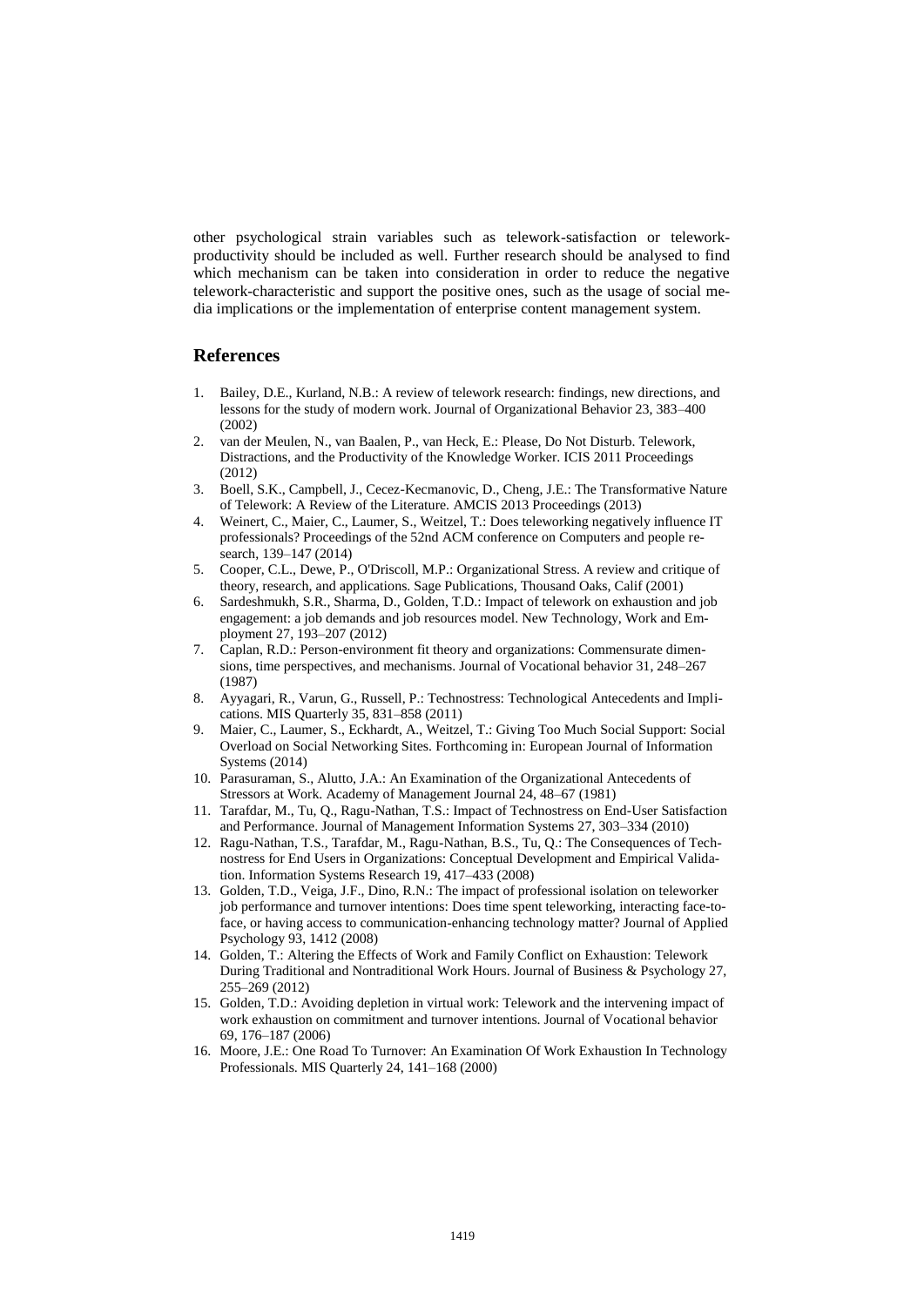other psychological strain variables such as telework-satisfaction or telework-productivity should be included as well. Further research should be analysed to find which mechanism can be taken into consideration in order to reduce the negative telework-characteristic and support the positive ones, such as the usage of social media implications or the implementation of enterprise content management system.

## References

1. Bailey, D.E., Kurland, N.B.: A review of telework research: findings, new directions, and lessons for the study of modern work. Journal of Organizational Behavior 23, 383–400 (2002)
2. van der Meulen, N., van Baalen, P., van Heck, E.: Please, Do Not Disturb. Telework, Distractions, and the Productivity of the Knowledge Worker. ICIS 2011 Proceedings (2012)
3. Boell, S.K., Campbell, J., Cecez-Kecmanovic, D., Cheng, J.E.: The Transformative Nature of Telework: A Review of the Literature. AMCIS 2013 Proceedings (2013)
4. Weinert, C., Maier, C., Laumer, S., Weitzel, T.: Does teleworking negatively influence IT professionals? Proceedings of the 52nd ACM conference on Computers and people research, 139–147 (2014)
5. Cooper, C.L., Dewe, P., O'Driscoll, M.P.: Organizational Stress. A review and critique of theory, research, and applications. Sage Publications, Thousand Oaks, Calif (2001)
6. Sardeshmukh, S.R., Sharma, D., Golden, T.D.: Impact of telework on exhaustion and job engagement: a job demands and job resources model. New Technology, Work and Employment 27, 193–207 (2012)
7. Caplan, R.D.: Person-environment fit theory and organizations: Commensurate dimensions, time perspectives, and mechanisms. Journal of Vocational behavior 31, 248–267 (1987)
8. Ayyagari, R., Varun, G., Russell, P.: Technostress: Technological Antecedents and Implications. MIS Quarterly 35, 831–858 (2011)
9. Maier, C., Laumer, S., Eckhardt, A., Weitzel, T.: Giving Too Much Social Support: Social Overload on Social Networking Sites. Forthcoming in: European Journal of Information Systems (2014)
10. Parasuraman, S., Alutto, J.A.: An Examination of the Organizational Antecedents of Stressors at Work. Academy of Management Journal 24, 48–67 (1981)
11. Tarafdar, M., Tu, Q., Ragu-Nathan, T.S.: Impact of Technostress on End-User Satisfaction and Performance. Journal of Management Information Systems 27, 303–334 (2010)
12. Ragu-Nathan, T.S., Tarafdar, M., Ragu-Nathan, B.S., Tu, Q.: The Consequences of Technostress for End Users in Organizations: Conceptual Development and Empirical Validation. Information Systems Research 19, 417–433 (2008)
13. Golden, T.D., Veiga, J.F., Dino, R.N.: The impact of professional isolation on teleworker job performance and turnover intentions: Does time spent teleworking, interacting face-to-face, or having access to communication-enhancing technology matter? Journal of Applied Psychology 93, 1412 (2008)
14. Golden, T.: Altering the Effects of Work and Family Conflict on Exhaustion: Telework During Traditional and Nontraditional Work Hours. Journal of Business & Psychology 27, 255–269 (2012)
15. Golden, T.D.: Avoiding depletion in virtual work: Telework and the intervening impact of work exhaustion on commitment and turnover intentions. Journal of Vocational behavior 69, 176–187 (2006)
16. Moore, J.E.: One Road To Turnover: An Examination Of Work Exhaustion In Technology Professionals. MIS Quarterly 24, 141–168 (2000)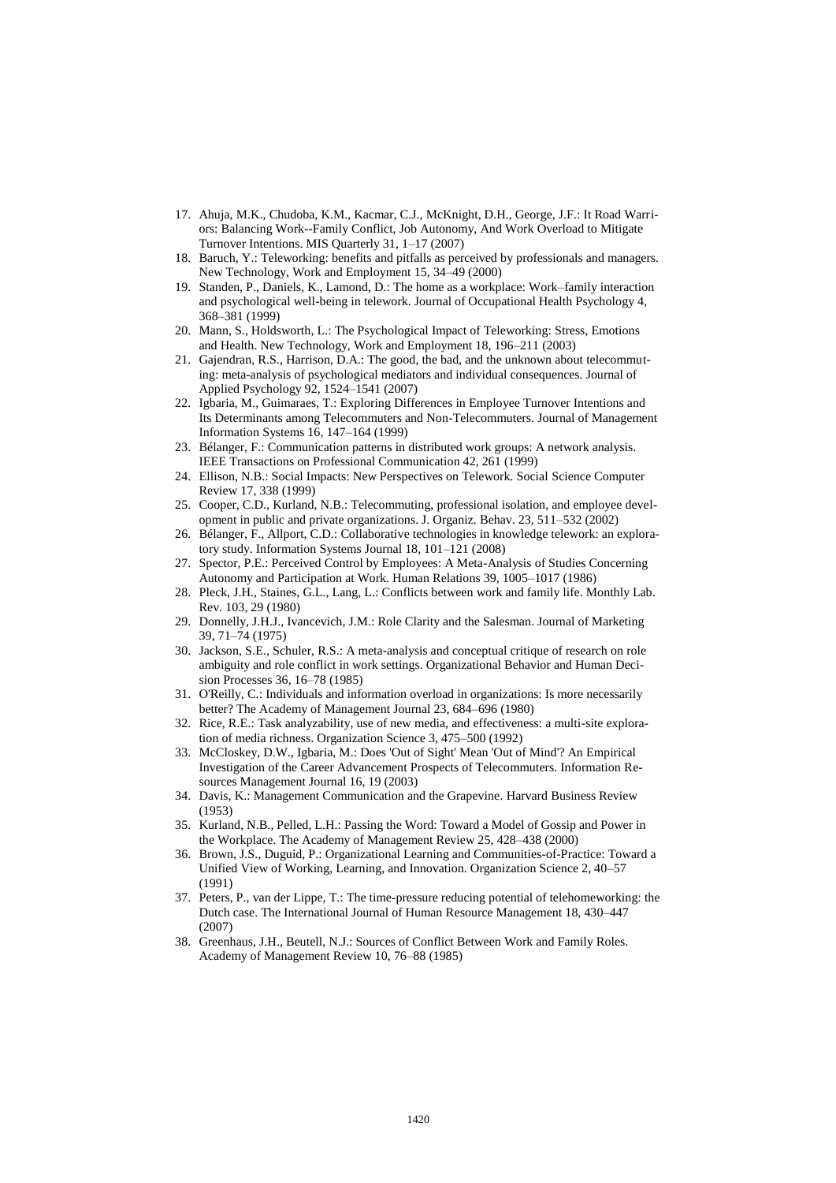17. Ahuja, M.K., Chudoba, K.M., Kacmar, C.J., McKnight, D.H., George, J.F.: It Road Warriors: Balancing Work--Family Conflict, Job Autonomy, And Work Overload to Mitigate Turnover Intentions. MIS Quarterly 31, 1–17 (2007)
18. Baruch, Y.: Teleworking: benefits and pitfalls as perceived by professionals and managers. New Technology, Work and Employment 15, 34–49 (2000)
19. Standen, P., Daniels, K., Lamond, D.: The home as a workplace: Work–family interaction and psychological well-being in telework. Journal of Occupational Health Psychology 4, 368–381 (1999)
20. Mann, S., Holdsworth, L.: The Psychological Impact of Teleworking: Stress, Emotions and Health. New Technology, Work and Employment 18, 196–211 (2003)
21. Gajendran, R.S., Harrison, D.A.: The good, the bad, and the unknown about telecommuting: meta-analysis of psychological mediators and individual consequences. Journal of Applied Psychology 92, 1524–1541 (2007)
22. Igbaria, M., Guimaraes, T.: Exploring Differences in Employee Turnover Intentions and Its Determinants among Telecommuters and Non-Telecommuters. Journal of Management Information Systems 16, 147–164 (1999)
23. Bélanger, F.: Communication patterns in distributed work groups: A network analysis. IEEE Transactions on Professional Communication 42, 261 (1999)
24. Ellison, N.B.: Social Impacts: New Perspectives on Telework. Social Science Computer Review 17, 338 (1999)
25. Cooper, C.D., Kurland, N.B.: Telecommuting, professional isolation, and employee development in public and private organizations. J. Organiz. Behav. 23, 511–532 (2002)
26. Bélanger, F., Allport, C.D.: Collaborative technologies in knowledge telework: an exploratory study. Information Systems Journal 18, 101–121 (2008)
27. Spector, P.E.: Perceived Control by Employees: A Meta-Analysis of Studies Concerning Autonomy and Participation at Work. Human Relations 39, 1005–1017 (1986)
28. Pleck, J.H., Staines, G.L., Lang, L.: Conflicts between work and family life. Monthly Lab. Rev. 103, 29 (1980)
29. Donnelly, J.H.J., Ivancevich, J.M.: Role Clarity and the Salesman. Journal of Marketing 39, 71–74 (1975)
30. Jackson, S.E., Schuler, R.S.: A meta-analysis and conceptual critique of research on role ambiguity and role conflict in work settings. Organizational Behavior and Human Decision Processes 36, 16–78 (1985)
31. O'Reilly, C.: Individuals and information overload in organizations: Is more necessarily better? The Academy of Management Journal 23, 684–696 (1980)
32. Rice, R.E.: Task analyzability, use of new media, and effectiveness: a multi-site exploration of media richness. Organization Science 3, 475–500 (1992)
33. McCloskey, D.W., Igbaria, M.: Does 'Out of Sight' Mean 'Out of Mind'? An Empirical Investigation of the Career Advancement Prospects of Telecommuters. Information Resources Management Journal 16, 19 (2003)
34. Davis, K.: Management Communication and the Grapevine. Harvard Business Review (1953)
35. Kurland, N.B., Pelled, L.H.: Passing the Word: Toward a Model of Gossip and Power in the Workplace. The Academy of Management Review 25, 428–438 (2000)
36. Brown, J.S., Duguid, P.: Organizational Learning and Communities-of-Practice: Toward a Unified View of Working, Learning, and Innovation. Organization Science 2, 40–57 (1991)
37. Peters, P., van der Lippe, T.: The time-pressure reducing potential of telehomeworking: the Dutch case. The International Journal of Human Resource Management 18, 430–447 (2007)
38. Greenhaus, J.H., Beutell, N.J.: Sources of Conflict Between Work and Family Roles. Academy of Management Review 10, 76–88 (1985)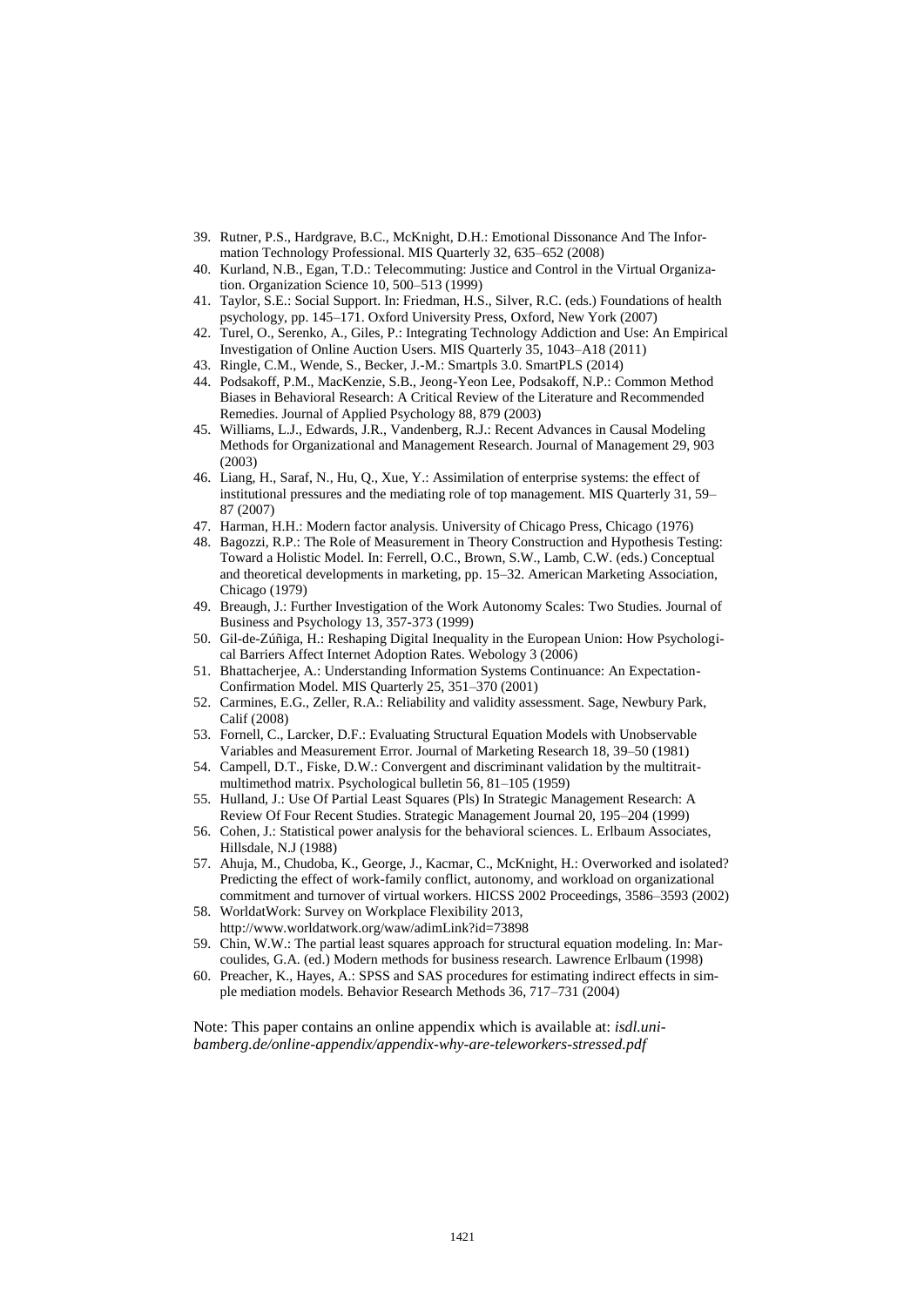39. Rutner, P.S., Hardgrave, B.C., McKnight, D.H.: Emotional Dissonance And The Information Technology Professional. MIS Quarterly 32, 635–652 (2008)
40. Kurland, N.B., Egan, T.D.: Telecommuting: Justice and Control in the Virtual Organization. Organization Science 10, 500–513 (1999)
41. Taylor, S.E.: Social Support. In: Friedman, H.S., Silver, R.C. (eds.) Foundations of health psychology, pp. 145–171. Oxford University Press, Oxford, New York (2007)
42. Turel, O., Serenko, A., Giles, P.: Integrating Technology Addiction and Use: An Empirical Investigation of Online Auction Users. MIS Quarterly 35, 1043–A18 (2011)
43. Ringle, C.M., Wende, S., Becker, J.-M.: Smartpls 3.0. SmartPLS (2014)
44. Podsakoff, P.M., MacKenzie, S.B., Jeong-Yeon Lee, Podsakoff, N.P.: Common Method Biases in Behavioral Research: A Critical Review of the Literature and Recommended Remedies. Journal of Applied Psychology 88, 879 (2003)
45. Williams, L.J., Edwards, J.R., Vandenberg, R.J.: Recent Advances in Causal Modeling Methods for Organizational and Management Research. Journal of Management 29, 903 (2003)
46. Liang, H., Saraf, N., Hu, Q., Xue, Y.: Assimilation of enterprise systems: the effect of institutional pressures and the mediating role of top management. MIS Quarterly 31, 59–87 (2007)
47. Harman, H.H.: Modern factor analysis. University of Chicago Press, Chicago (1976)
48. Bagozzi, R.P.: The Role of Measurement in Theory Construction and Hypothesis Testing: Toward a Holistic Model. In: Ferrell, O.C., Brown, S.W., Lamb, C.W. (eds.) Conceptual and theoretical developments in marketing, pp. 15–32. American Marketing Association, Chicago (1979)
49. Breaugh, J.: Further Investigation of the Work Autonomy Scales: Two Studies. Journal of Business and Psychology 13, 357-373 (1999)
50. Gil-de-Zúñiga, H.: Reshaping Digital Inequality in the European Union: How Psychological Barriers Affect Internet Adoption Rates. Webology 3 (2006)
51. Bhattacherjee, A.: Understanding Information Systems Continuance: An Expectation-Confirmation Model. MIS Quarterly 25, 351–370 (2001)
52. Carmines, E.G., Zeller, R.A.: Reliability and validity assessment. Sage, Newbury Park, Calif (2008)
53. Fornell, C., Larcker, D.F.: Evaluating Structural Equation Models with Unobservable Variables and Measurement Error. Journal of Marketing Research 18, 39–50 (1981)
54. Campell, D.T., Fiske, D.W.: Convergent and discriminant validation by the multitrait-multimethod matrix. Psychological bulletin 56, 81–105 (1959)
55. Hulland, J.: Use Of Partial Least Squares (Pls) In Strategic Management Research: A Review Of Four Recent Studies. Strategic Management Journal 20, 195–204 (1999)
56. Cohen, J.: Statistical power analysis for the behavioral sciences. L. Erlbaum Associates, Hillsdale, N.J (1988)
57. Ahuja, M., Chudoba, K., George, J., Kacmar, C., McKnight, H.: Overworked and isolated? Predicting the effect of work-family conflict, autonomy, and workload on organizational commitment and turnover of virtual workers. HICSS 2002 Proceedings, 3586–3593 (2002)
58. WorldatWork: Survey on Workplace Flexibility 2013, http://www.worldatwork.org/waw/adimLink?id=73898
59. Chin, W.W.: The partial least squares approach for structural equation modeling. In: Marcoulides, G.A. (ed.) Modern methods for business research. Lawrence Erlbaum (1998)
60. Preacher, K., Hayes, A.: SPSS and SAS procedures for estimating indirect effects in simple mediation models. Behavior Research Methods 36, 717–731 (2004)

Note: This paper contains an online appendix which is available at: *isdl.uni-bamberg.de/online-appendix/appendix-why-are-teleworkers-stressed.pdf*